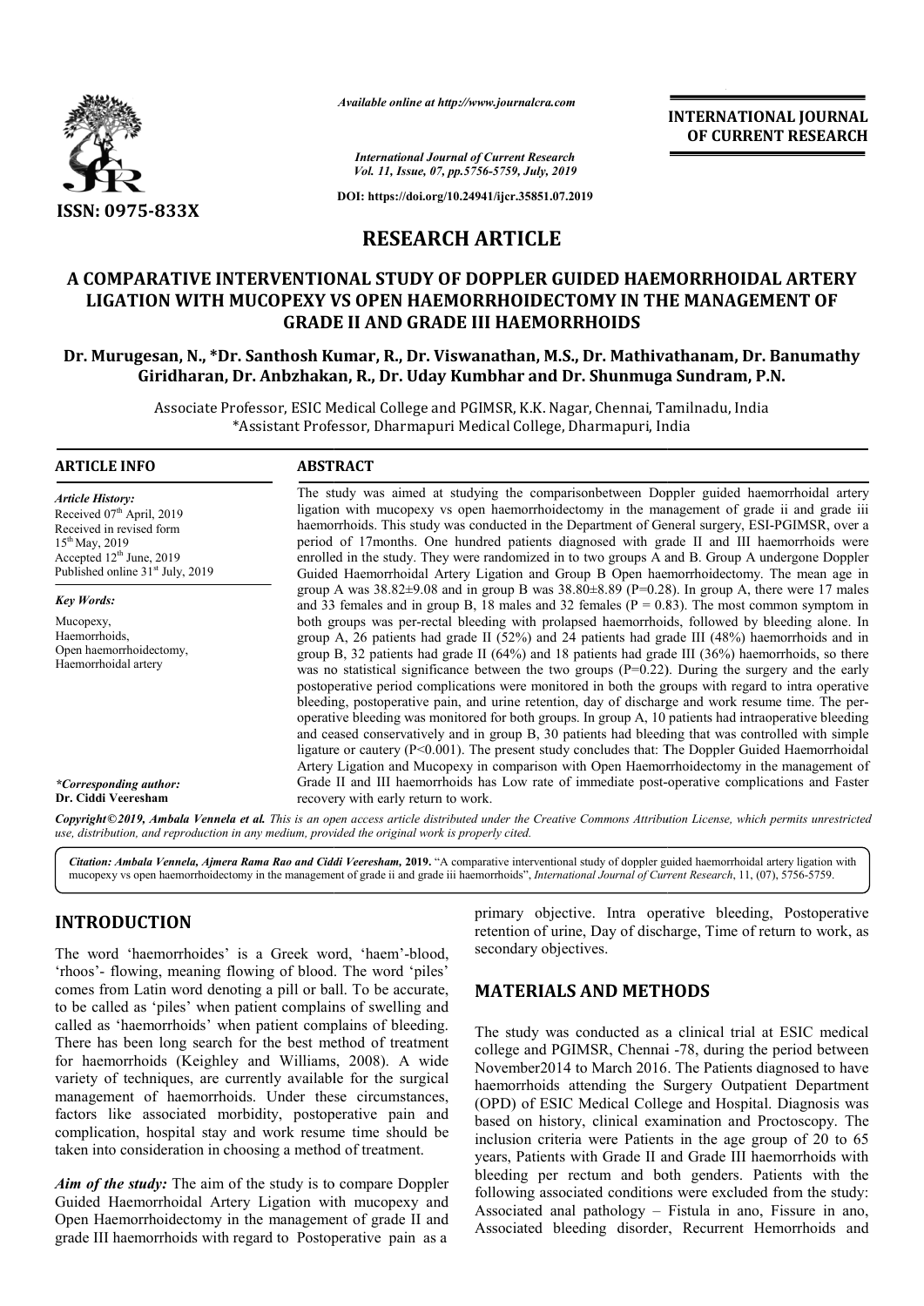# RESEARCH ARTICLE

## A COMPARATIVE INTERVENTIONAL STUDY OF DOPPLER GUIDED HAEMORRHOIDAL ARTERY LIGATION WITH MUCOPEXY VS OPEN HAEMORRHOIDECTOMY IN THE MANAGEMENT OF GRADE II AND GRADE III HAEMORRHOIDS

**Dr. Murugesan, N., \*Dr. Santhosh Kumar, R., Dr. Viswanathan, M.S., Dr. Mathivathanam, Dr. Banumathy Giridharan, Dr. Anbzhakan, R., Dr. Uday Kumbhar and Dr. Shunmuga Sundram, P.N.**

Associate Professor, ESIC Medical College and PGIMSR, K.K. Nagar, Chennai, Tamilnadu, India
\*Assistant Professor, Dharmapuri Medical College, Dharmapuri, India

### ARTICLE INFO

*Article History:*
Received 07th April, 2019
Received in revised form 15th May, 2019
Accepted 12th June, 2019
Published online 31st July, 2019

*Key Words:*
Mucopexy,
Haemorrhoids,
Open haemorrhoidectomy,
Haemorrhoidal artery

*\*Corresponding author:*
**Dr. Ciddi Veeresham**

### ABSTRACT

The study was aimed at studying the comparisonbetween Doppler guided haemorrhoidal artery ligation with mucopexy vs open haemorrhoidectomy in the management of grade ii and grade iii haemorrhoids. This study was conducted in the Department of General surgery, ESI-PGIMSR, over a period of 17months. One hundred patients diagnosed with grade II and III haemorrhoids were enrolled in the study. They were randomized in to two groups A and B. Group A undergone Doppler Guided Haemorrhoidal Artery Ligation and Group B Open haemorrhoidectomy. The mean age in group A was 38.82±9.08 and in group B was 38.80±8.89 (P=0.28). In group A, there were 17 males and 33 females and in group B, 18 males and 32 females (P = 0.83). The most common symptom in both groups was per-rectal bleeding with prolapsed haemorrhoids, followed by bleeding alone. In group A, 26 patients had grade II (52%) and 24 patients had grade III (48%) haemorrhoids and in group B, 32 patients had grade II (64%) and 18 patients had grade III (36%) haemorrhoids, so there was no statistical significance between the two groups (P=0.22). During the surgery and the early postoperative period complications were monitored in both the groups with regard to intra operative bleeding, postoperative pain, and urine retention, day of discharge and work resume time. The per-operative bleeding was monitored for both groups. In group A, 10 patients had intraoperative bleeding and ceased conservatively and in group B, 30 patients had bleeding that was controlled with simple ligature or cautery (P<0.001). The present study concludes that: The Doppler Guided Haemorrhoidal Artery Ligation and Mucopexy in comparison with Open Haemorrhoidectomy in the management of Grade II and III haemorrhoids has Low rate of immediate post-operative complications and Faster recovery with early return to work.

*Copyright©2019, Ambala Vennela et al. This is an open access article distributed under the Creative Commons Attribution License, which permits unrestricted use, distribution, and reproduction in any medium, provided the original work is properly cited.*

*Citation: Ambala Vennela, Ajmera Rama Rao and Ciddi Veeresham,* **2019.** "A comparative interventional study of doppler guided haemorrhoidal artery ligation with mucopexy vs open haemorrhoidectomy in the management of grade ii and grade iii haemorrhoids", *International Journal of Current Research*, 11, (07), 5756-5759.

## INTRODUCTION

The word 'haemorrhoides' is a Greek word, 'haem'-blood, 'rhoos'- flowing, meaning flowing of blood. The word 'piles' comes from Latin word denoting a pill or ball. To be accurate, to be called as 'piles' when patient complains of swelling and called as 'haemorrhoids' when patient complains of bleeding. There has been long search for the best method of treatment for haemorrhoids (Keighley and Williams, 2008). A wide variety of techniques, are currently available for the surgical management of haemorrhoids. Under these circumstances, factors like associated morbidity, postoperative pain and complication, hospital stay and work resume time should be taken into consideration in choosing a method of treatment.

***Aim of the study:*** The aim of the study is to compare Doppler Guided Haemorrhoidal Artery Ligation with mucopexy and Open Haemorrhoidectomy in the management of grade II and grade III haemorrhoids with regard to Postoperative pain as a primary objective. Intra operative bleeding, Postoperative retention of urine, Day of discharge, Time of return to work, as secondary objectives.

## MATERIALS AND METHODS

The study was conducted as a clinical trial at ESIC medical college and PGIMSR, Chennai -78, during the period between November2014 to March 2016. The Patients diagnosed to have haemorrhoids attending the Surgery Outpatient Department (OPD) of ESIC Medical College and Hospital. Diagnosis was based on history, clinical examination and Proctoscopy. The inclusion criteria were Patients in the age group of 20 to 65 years, Patients with Grade II and Grade III haemorrhoids with bleeding per rectum and both genders. Patients with the following associated conditions were excluded from the study: Associated anal pathology – Fistula in ano, Fissure in ano, Associated bleeding disorder, Recurrent Hemorrhoids and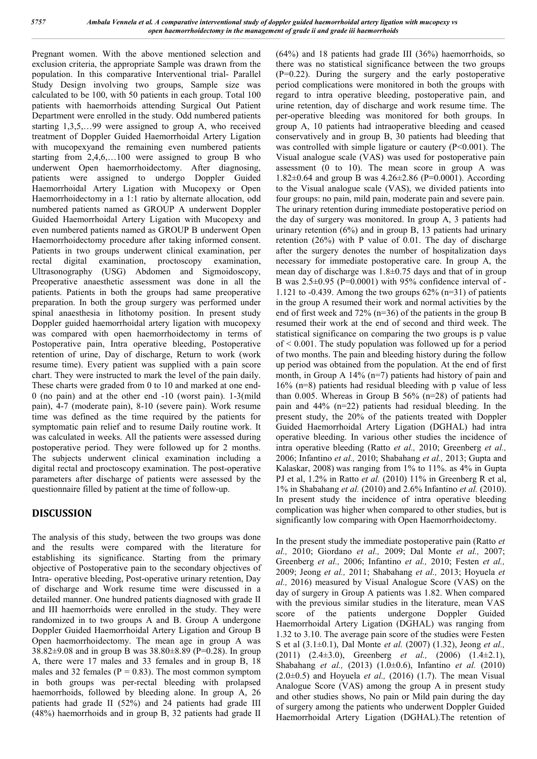Pregnant women. With the above mentioned selection and exclusion criteria, the appropriate Sample was drawn from the population. In this comparative Interventional trial- Parallel Study Design involving two groups, Sample size was calculated to be 100, with 50 patients in each group. Total 100 patients with haemorrhoids attending Surgical Out Patient Department were enrolled in the study. Odd numbered patients starting 1,3,5,…99 were assigned to group A, who received treatment of Doppler Guided Haemorrhoidal Artery Ligation with mucopexyand the remaining even numbered patients starting from 2,4,6,…100 were assigned to group B who underwent Open haemorrhoidectomy. After diagnosing, patients were assigned to undergo Doppler Guided Haemorrhoidal Artery Ligation with Mucopexy or Open Haemorrhoidectomy in a 1:1 ratio by alternate allocation, odd numbered patients named as GROUP A underwent Doppler Guided Haemorrhoidal Artery Ligation with Mucopexy and even numbered patients named as GROUP B underwent Open Haemorrhoidectomy procedure after taking informed consent. Patients in two groups underwent clinical examination, per rectal digital examination, proctoscopy examination, Ultrasonography (USG) Abdomen and Sigmoidoscopy, Preoperative anaesthetic assessment was done in all the patients. Patients in both the groups had same preoperative preparation. In both the group surgery was performed under spinal anaesthesia in lithotomy position. In present study Doppler guided haemorrhoidal artery ligation with mucopexy was compared with open haemorrhoidectomy in terms of Postoperative pain, Intra operative bleeding, Postoperative retention of urine, Day of discharge, Return to work (work resume time). Every patient was supplied with a pain score chart. They were instructed to mark the level of the pain daily. These charts were graded from 0 to 10 and marked at one end-0 (no pain) and at the other end -10 (worst pain). 1-3(mild pain), 4-7 (moderate pain), 8-10 (severe pain). Work resume time was defined as the time required by the patients for symptomatic pain relief and to resume Daily routine work. It was calculated in weeks. All the patients were assessed during postoperative period. They were followed up for 2 months. The subjects underwent clinical examination including a digital rectal and proctoscopy examination. The post-operative parameters after discharge of patients were assessed by the questionnaire filled by patient at the time of follow-up.

## DISCUSSION

The analysis of this study, between the two groups was done and the results were compared with the literature for establishing its significance. Starting from the primary objective of Postoperative pain to the secondary objectives of Intra- operative bleeding, Post-operative urinary retention, Day of discharge and Work resume time were discussed in a detailed manner. One hundred patients diagnosed with grade II and III haemorrhoids were enrolled in the study. They were randomized in to two groups A and B. Group A undergone Doppler Guided Haemorrhoidal Artery Ligation and Group B Open haemorrhoidectomy. The mean age in group A was 38.82±9.08 and in group B was 38.80±8.89 (P=0.28). In group A, there were 17 males and 33 females and in group B, 18 males and 32 females (P = 0.83). The most common symptom in both groups was per-rectal bleeding with prolapsed haemorrhoids, followed by bleeding alone. In group A, 26 patients had grade II (52%) and 24 patients had grade III (48%) haemorrhoids and in group B, 32 patients had grade II (64%) and 18 patients had grade III (36%) haemorrhoids, so there was no statistical significance between the two groups (P=0.22). During the surgery and the early postoperative period complications were monitored in both the groups with regard to intra operative bleeding, postoperative pain, and urine retention, day of discharge and work resume time. The per-operative bleeding was monitored for both groups. In group A, 10 patients had intraoperative bleeding and ceased conservatively and in group B, 30 patients had bleeding that was controlled with simple ligature or cautery (P<0.001). The Visual analogue scale (VAS) was used for postoperative pain assessment (0 to 10). The mean score in group A was 1.82±0.64 and group B was 4.26±2.86 (P=0.0001). According to the Visual analogue scale (VAS), we divided patients into four groups: no pain, mild pain, moderate pain and severe pain. The urinary retention during immediate postoperative period on the day of surgery was monitored. In group A, 3 patients had urinary retention (6%) and in group B, 13 patients had urinary retention (26%) with P value of 0.01. The day of discharge after the surgery denotes the number of hospitalization days necessary for immediate postoperative care. In group A, the mean day of discharge was 1.8±0.75 days and that of in group B was 2.5±0.95 (P=0.0001) with 95% confidence interval of -1.121 to -0.439. Among the two groups 62% (n=31) of patients in the group A resumed their work and normal activities by the end of first week and 72% (n=36) of the patients in the group B resumed their work at the end of second and third week. The statistical significance on comparing the two groups is p value of < 0.001. The study population was followed up for a period of two months. The pain and bleeding history during the follow up period was obtained from the population. At the end of first month, in Group A 14% (n=7) patients had history of pain and 16% (n=8) patients had residual bleeding with p value of less than 0.005. Whereas in Group B 56% (n=28) of patients had pain and 44% (n=22) patients had residual bleeding. In the present study, the 20% of the patients treated with Doppler Guided Haemorrhoidal Artery Ligation (DGHAL) had intra operative bleeding. In various other studies the incidence of intra operative bleeding (Ratto *et al.,* 2010; Greenberg *et al.,* 2006; Infantino *et al.,* 2010; Shabahang *et al.,* 2013; Gupta and Kalaskar, 2008) was ranging from 1% to 11%. as 4% in Gupta PJ et al, 1.2% in Ratto *et al.* (2010) 11% in Greenberg R et al, 1% in Shabahang *et al.* (2010) and 2.6% Infantino *et al.* (2010). In present study the incidence of intra operative bleeding complication was higher when compared to other studies, but is significantly low comparing with Open Haemorrhoidectomy.

In the present study the immediate postoperative pain (Ratto *et al.,* 2010; Giordano *et al.,* 2009; Dal Monte *et al.,* 2007; Greenberg *et al.,* 2006; Infantino *et al.,* 2010; Festen *et al.,* 2009; Jeong *et al.,* 2011; Shabahang *et al.,* 2013; Hoyuela *et al.,* 2016) measured by Visual Analogue Score (VAS) on the day of surgery in Group A patients was 1.82. When compared with the previous similar studies in the literature, mean VAS score of the patients undergone Doppler Guided Haemorrhoidal Artery Ligation (DGHAL) was ranging from 1.32 to 3.10. The average pain score of the studies were Festen S et al (3.1±0.1), Dal Monte *et al.* (2007) (1.32), Jeong *et al.,* (2011) (2.4±3.0), Greenberg *et al.,* (2006) (1.4±2.1), Shabahang *et al.,* (2013) (1.0±0.6), Infantino *et al.* (2010) (2.0±0.5) and Hoyuela *et al.,* (2016) (1.7). The mean Visual Analogue Score (VAS) among the group A in present study and other studies shows, No pain or Mild pain during the day of surgery among the patients who underwent Doppler Guided Haemorrhoidal Artery Ligation (DGHAL).The retention of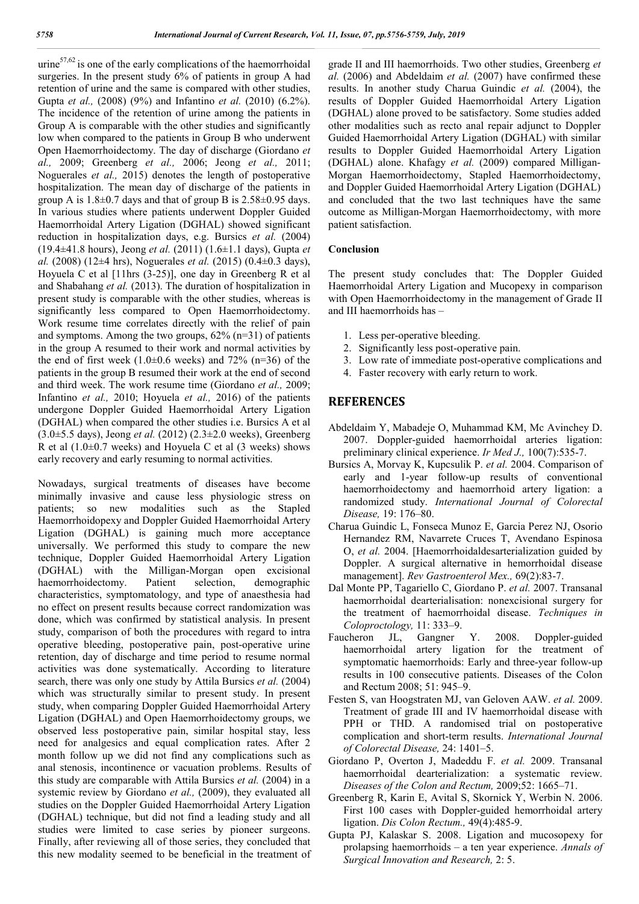urine[57,62] is one of the early complications of the haemorrhoidal surgeries. In the present study 6% of patients in group A had retention of urine and the same is compared with other studies, Gupta *et al.,* (2008) (9%) and Infantino *et al.* (2010) (6.2%). The incidence of the retention of urine among the patients in Group A is comparable with the other studies and significantly low when compared to the patients in Group B who underwent Open Haemorrhoidectomy. The day of discharge (Giordano *et al.,* 2009; Greenberg *et al.,* 2006; Jeong *et al.,* 2011; Noguerales *et al.,* 2015) denotes the length of postoperative hospitalization. The mean day of discharge of the patients in group A is 1.8±0.7 days and that of group B is 2.58±0.95 days. In various studies where patients underwent Doppler Guided Haemorrhoidal Artery Ligation (DGHAL) showed significant reduction in hospitalization days, e.g. Bursics *et al.* (2004) (19.4±41.8 hours), Jeong *et al.* (2011) (1.6±1.1 days), Gupta *et al.* (2008) (12±4 hrs), Noguerales *et al.* (2015) (0.4±0.3 days), Hoyuela C et al [11hrs (3-25)], one day in Greenberg R et al and Shabahang *et al.* (2013). The duration of hospitalization in present study is comparable with the other studies, whereas is significantly less compared to Open Haemorrhoidectomy. Work resume time correlates directly with the relief of pain and symptoms. Among the two groups, 62% (n=31) of patients in the group A resumed to their work and normal activities by the end of first week (1.0±0.6 weeks) and 72% (n=36) of the patients in the group B resumed their work at the end of second and third week. The work resume time (Giordano *et al.,* 2009; Infantino *et al.,* 2010; Hoyuela *et al.,* 2016) of the patients undergone Doppler Guided Haemorrhoidal Artery Ligation (DGHAL) when compared the other studies i.e. Bursics A et al (3.0±5.5 days), Jeong *et al.* (2012) (2.3±2.0 weeks), Greenberg R et al (1.0±0.7 weeks) and Hoyuela C et al (3 weeks) shows early recovery and early resuming to normal activities.

Nowadays, surgical treatments of diseases have become minimally invasive and cause less physiologic stress on patients; so new modalities such as the Stapled Haemorrhoidopexy and Doppler Guided Haemorrhoidal Artery Ligation (DGHAL) is gaining much more acceptance universally. We performed this study to compare the new technique, Doppler Guided Haemorrhoidal Artery Ligation (DGHAL) with the Milligan-Morgan open excisional haemorrhoidectomy. Patient selection, demographic characteristics, symptomatology, and type of anaesthesia had no effect on present results because correct randomization was done, which was confirmed by statistical analysis. In present study, comparison of both the procedures with regard to intra operative bleeding, postoperative pain, post-operative urine retention, day of discharge and time period to resume normal activities was done systematically. According to literature search, there was only one study by Attila Bursics *et al.* (2004) which was structurally similar to present study. In present study, when comparing Doppler Guided Haemorrhoidal Artery Ligation (DGHAL) and Open Haemorrhoidectomy groups, we observed less postoperative pain, similar hospital stay, less need for analgesics and equal complication rates. After 2 month follow up we did not find any complications such as anal stenosis, incontinence or vacuation problems. Results of this study are comparable with Attila Bursics *et al.* (2004) in a systemic review by Giordano *et al.,* (2009), they evaluated all studies on the Doppler Guided Haemorrhoidal Artery Ligation (DGHAL) technique, but did not find a leading study and all studies were limited to case series by pioneer surgeons. Finally, after reviewing all of those series, they concluded that this new modality seemed to be beneficial in the treatment of grade II and III haemorrhoids. Two other studies, Greenberg *et al.* (2006) and Abdeldaim *et al.* (2007) have confirmed these results. In another study Charua Guindic *et al.* (2004), the results of Doppler Guided Haemorrhoidal Artery Ligation (DGHAL) alone proved to be satisfactory. Some studies added other modalities such as recto anal repair adjunct to Doppler Guided Haemorrhoidal Artery Ligation (DGHAL) with similar results to Doppler Guided Haemorrhoidal Artery Ligation (DGHAL) alone. Khafagy *et al.* (2009) compared Milligan-Morgan Haemorrhoidectomy, Stapled Haemorrhoidectomy, and Doppler Guided Haemorrhoidal Artery Ligation (DGHAL) and concluded that the two last techniques have the same outcome as Milligan-Morgan Haemorrhoidectomy, with more patient satisfaction.

### Conclusion

The present study concludes that: The Doppler Guided Haemorrhoidal Artery Ligation and Mucopexy in comparison with Open Haemorrhoidectomy in the management of Grade II and III haemorrhoids has –

1. Less per-operative bleeding.
2. Significantly less post-operative pain.
3. Low rate of immediate post-operative complications and
4. Faster recovery with early return to work.

## REFERENCES

Abdeldaim Y, Mabadeje O, Muhammad KM, Mc Avinchey D. 2007. Doppler-guided haemorrhoidal arteries ligation: preliminary clinical experience. *Ir Med J.,* 100(7):535-7.

Bursics A, Morvay K, Kupcsulik P. *et al.* 2004. Comparison of early and 1-year follow-up results of conventional haemorrhoidectomy and haemorrhoid artery ligation: a randomized study. *International Journal of Colorectal Disease,* 19: 176–80.

Charua Guindic L, Fonseca Munoz E, Garcia Perez NJ, Osorio Hernandez RM, Navarrete Cruces T, Avendano Espinosa O, *et al.* 2004. [Haemorrhoidaldesarterialization guided by Doppler. A surgical alternative in hemorrhoidal disease management]. *Rev Gastroenterol Mex.,* 69(2):83-7.

Dal Monte PP, Tagariello C, Giordano P. *et al.* 2007. Transanal haemorrhoidal dearterialisation: nonexcisional surgery for the treatment of haemorrhoidal disease. *Techniques in Coloproctology,* 11: 333–9.

Faucheron JL, Gangner Y. 2008. Doppler-guided haemorrhoidal artery ligation for the treatment of symptomatic haemorrhoids: Early and three-year follow-up results in 100 consecutive patients. Diseases of the Colon and Rectum 2008; 51: 945–9.

Festen S, van Hoogstraten MJ, van Geloven AAW. *et al.* 2009. Treatment of grade III and IV haemorrhoidal disease with PPH or THD. A randomised trial on postoperative complication and short-term results. *International Journal of Colorectal Disease,* 24: 1401–5.

Giordano P, Overton J, Madeddu F. *et al.* 2009. Transanal haemorrhoidal dearterialization: a systematic review. *Diseases of the Colon and Rectum,* 2009;52: 1665–71.

Greenberg R, Karin E, Avital S, Skornick Y, Werbin N. 2006. First 100 cases with Doppler-guided hemorrhoidal artery ligation. *Dis Colon Rectum.,* 49(4):485-9.

Gupta PJ, Kalaskar S. 2008. Ligation and mucosopexy for prolapsing haemorrhoids – a ten year experience. *Annals of Surgical Innovation and Research,* 2: 5.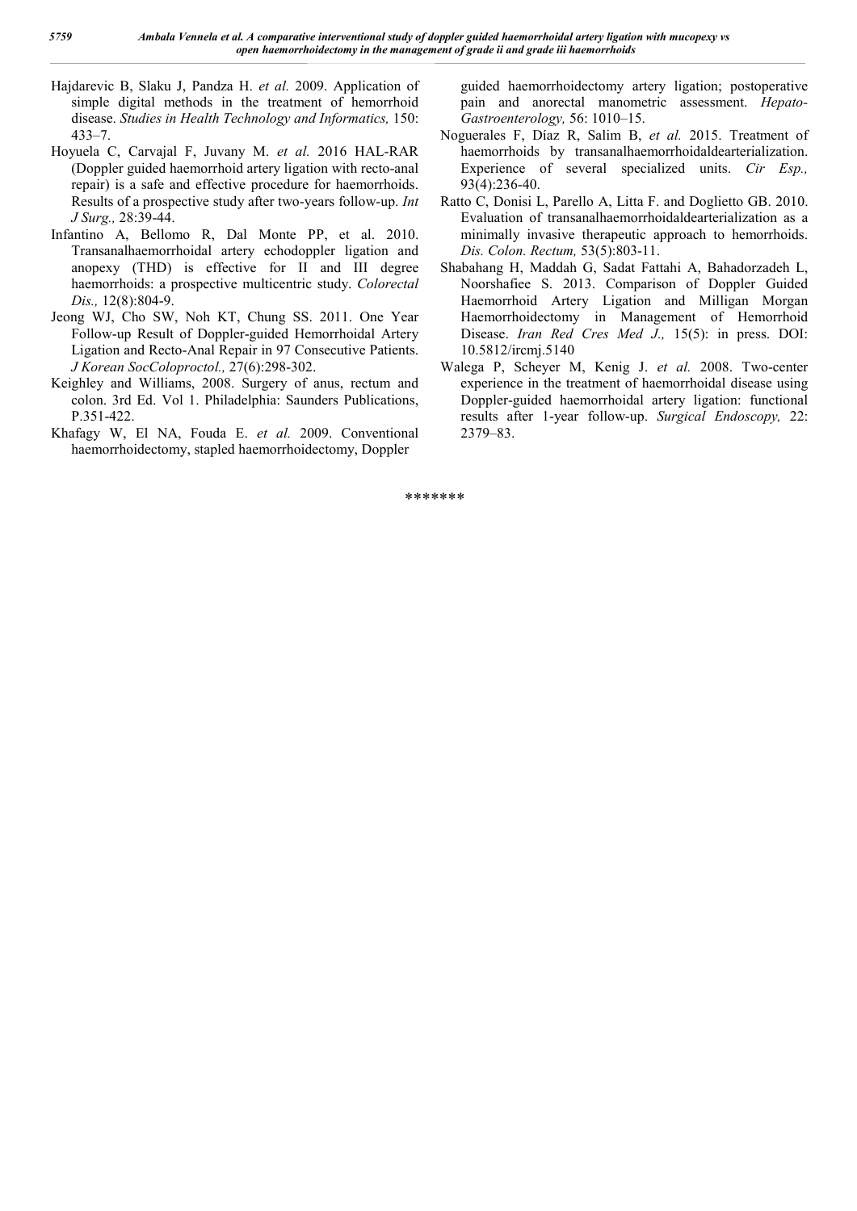Hajdarevic B, Slaku J, Pandza H. *et al.* 2009. Application of simple digital methods in the treatment of hemorrhoid disease. *Studies in Health Technology and Informatics,* 150: 433–7.

Hoyuela C, Carvajal F, Juvany M. *et al.* 2016 HAL-RAR (Doppler guided haemorrhoid artery ligation with recto-anal repair) is a safe and effective procedure for haemorrhoids. Results of a prospective study after two-years follow-up. *Int J Surg.,* 28:39-44.

Infantino A, Bellomo R, Dal Monte PP, et al. 2010. Transanalhaemorrhoidal artery echodoppler ligation and anopexy (THD) is effective for II and III degree haemorrhoids: a prospective multicentric study. *Colorectal Dis.,* 12(8):804-9.

Jeong WJ, Cho SW, Noh KT, Chung SS. 2011. One Year Follow-up Result of Doppler-guided Hemorrhoidal Artery Ligation and Recto-Anal Repair in 97 Consecutive Patients. *J Korean SocColoproctol.,* 27(6):298-302.

Keighley and Williams, 2008. Surgery of anus, rectum and colon. 3rd Ed. Vol 1. Philadelphia: Saunders Publications, P.351-422.

Khafagy W, El NA, Fouda E. *et al.* 2009. Conventional haemorrhoidectomy, stapled haemorrhoidectomy, Doppler guided haemorrhoidectomy artery ligation; postoperative pain and anorectal manometric assessment. *Hepato-Gastroenterology,* 56: 1010–15.

Noguerales F, Díaz R, Salim B, *et al.* 2015. Treatment of haemorrhoids by transanalhaemorrhoidaldearterialization. Experience of several specialized units. *Cir Esp.,* 93(4):236-40.

Ratto C, Donisi L, Parello A, Litta F. and Doglietto GB. 2010. Evaluation of transanalhaemorrhoidaldearterialization as a minimally invasive therapeutic approach to hemorrhoids. *Dis. Colon. Rectum,* 53(5):803-11.

Shabahang H, Maddah G, Sadat Fattahi A, Bahadorzadeh L, Noorshafiee S. 2013. Comparison of Doppler Guided Haemorrhoid Artery Ligation and Milligan Morgan Haemorrhoidectomy in Management of Hemorrhoid Disease. *Iran Red Cres Med J.,* 15(5): in press. DOI: 10.5812/ircmj.5140

Walega P, Scheyer M, Kenig J. *et al.* 2008. Two-center experience in the treatment of haemorrhoidal disease using Doppler-guided haemorrhoidal artery ligation: functional results after 1-year follow-up. *Surgical Endoscopy,* 22: 2379–83.

*******